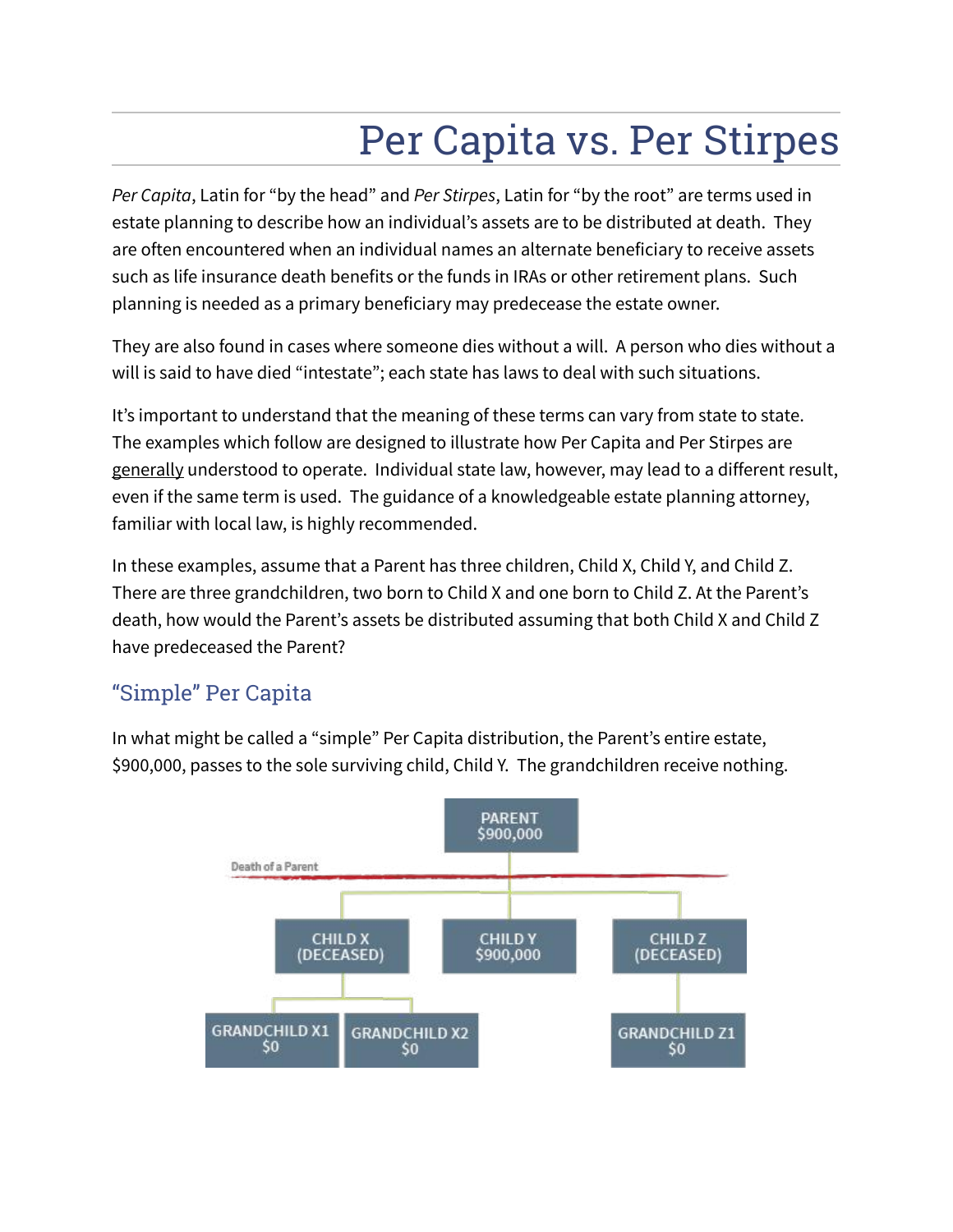# Per Capita vs. Per Stirpes

*Per Capita*, Latin for "by the head" and *Per Stirpes*, Latin for "by the root" are terms used in estate planning to describe how an individual's assets are to be distributed at death. They are often encountered when an individual names an alternate beneficiary to receive assets such as life insurance death benefits or the funds in IRAs or other retirement plans. Such planning is needed as a primary beneficiary may predecease the estate owner.

They are also found in cases where someone dies without a will. A person who dies without a will is said to have died "intestate"; each state has laws to deal with such situations.

It's important to understand that the meaning of these terms can vary from state to state. The examples which follow are designed to illustrate how Per Capita and Per Stirpes are generally understood to operate. Individual state law, however, may lead to a different result, even if the same term is used. The guidance of a knowledgeable estate planning attorney, familiar with local law, is highly recommended.

In these examples, assume that a Parent has three children, Child X, Child Y, and Child Z. There are three grandchildren, two born to Child X and one born to Child Z. At the Parent's death, how would the Parent's assets be distributed assuming that both Child X and Child Z have predeceased the Parent?

## "Simple" Per Capita

In what might be called a "simple" Per Capita distribution, the Parent's entire estate, $900,000, passes to the sole surviving child, Child Y. The grandchildren receive nothing.

PARENT
$900,000

Death of a Parent

CHILD X (DECEASED) | CHILD Y $900,000 | CHILD Z (DECEASED)

GRANDCHILD X1 $0 | GRANDCHILD X2 $0 | GRANDCHILD Z1 $0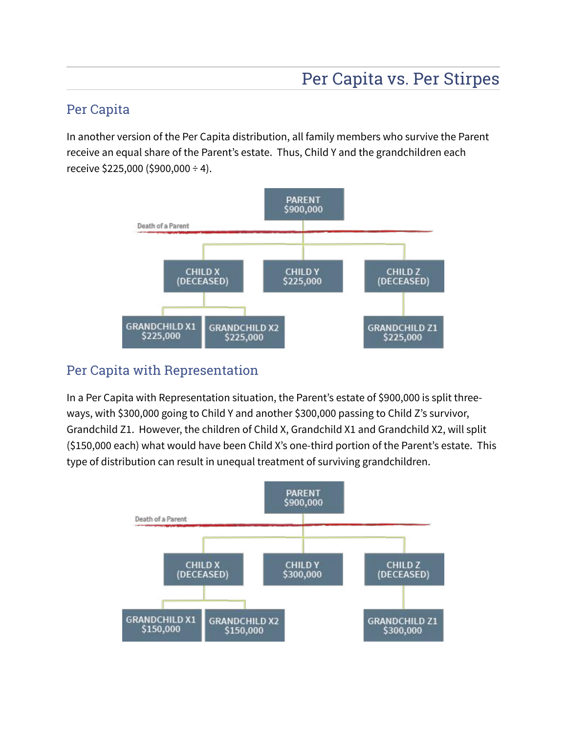# Per Capita vs. Per Stirpes

## Per Capita

In another version of the Per Capita distribution, all family members who survive the Parent receive an equal share of the Parent's estate. Thus, Child Y and the grandchildren each receive $225,000 ($900,000 ÷ 4).

PARENT
$900,000

Death of a Parent

CHILD X (DECEASED) | CHILD Y $225,000 | CHILD Z (DECEASED)

GRANDCHILD X1 $225,000 | GRANDCHILD X2 $225,000 | GRANDCHILD Z1 $225,000

## Per Capita with Representation

In a Per Capita with Representation situation, the Parent's estate of $900,000 is split three-ways, with $300,000 going to Child Y and another $300,000 passing to Child Z's survivor, Grandchild Z1. However, the children of Child X, Grandchild X1 and Grandchild X2, will split ($150,000 each) what would have been Child X's one-third portion of the Parent's estate. This type of distribution can result in unequal treatment of surviving grandchildren.

PARENT
$900,000

Death of a Parent

CHILD X (DECEASED) | CHILD Y $300,000 | CHILD Z (DECEASED)

GRANDCHILD X1 $150,000 | GRANDCHILD X2 $150,000 | GRANDCHILD Z1 $300,000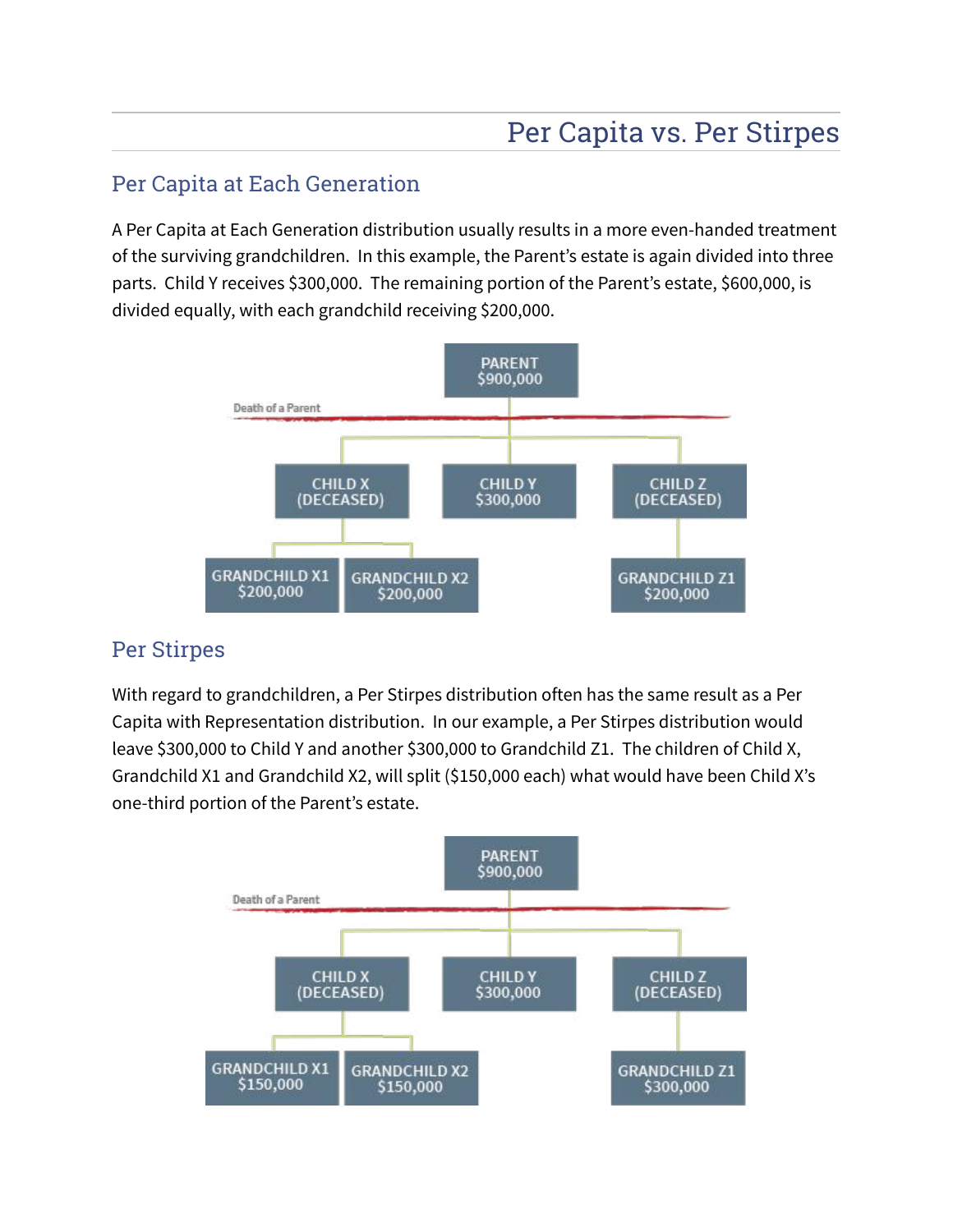# Per Capita vs. Per Stirpes

## Per Capita at Each Generation

A Per Capita at Each Generation distribution usually results in a more even-handed treatment of the surviving grandchildren. In this example, the Parent's estate is again divided into three parts. Child Y receives $300,000. The remaining portion of the Parent's estate, $600,000, is divided equally, with each grandchild receiving $200,000.

PARENT $900,000

Death of a Parent

CHILD X (DECEASED) | CHILD Y $300,000 | CHILD Z (DECEASED)

GRANDCHILD X1 $200,000 | GRANDCHILD X2 $200,000 | GRANDCHILD Z1 $200,000

## Per Stirpes

With regard to grandchildren, a Per Stirpes distribution often has the same result as a Per Capita with Representation distribution. In our example, a Per Stirpes distribution would leave $300,000 to Child Y and another $300,000 to Grandchild Z1. The children of Child X, Grandchild X1 and Grandchild X2, will split ($150,000 each) what would have been Child X's one-third portion of the Parent's estate.

PARENT $900,000

Death of a Parent

CHILD X (DECEASED) | CHILD Y $300,000 | CHILD Z (DECEASED)

GRANDCHILD X1 $150,000 | GRANDCHILD X2 $150,000 | GRANDCHILD Z1 $300,000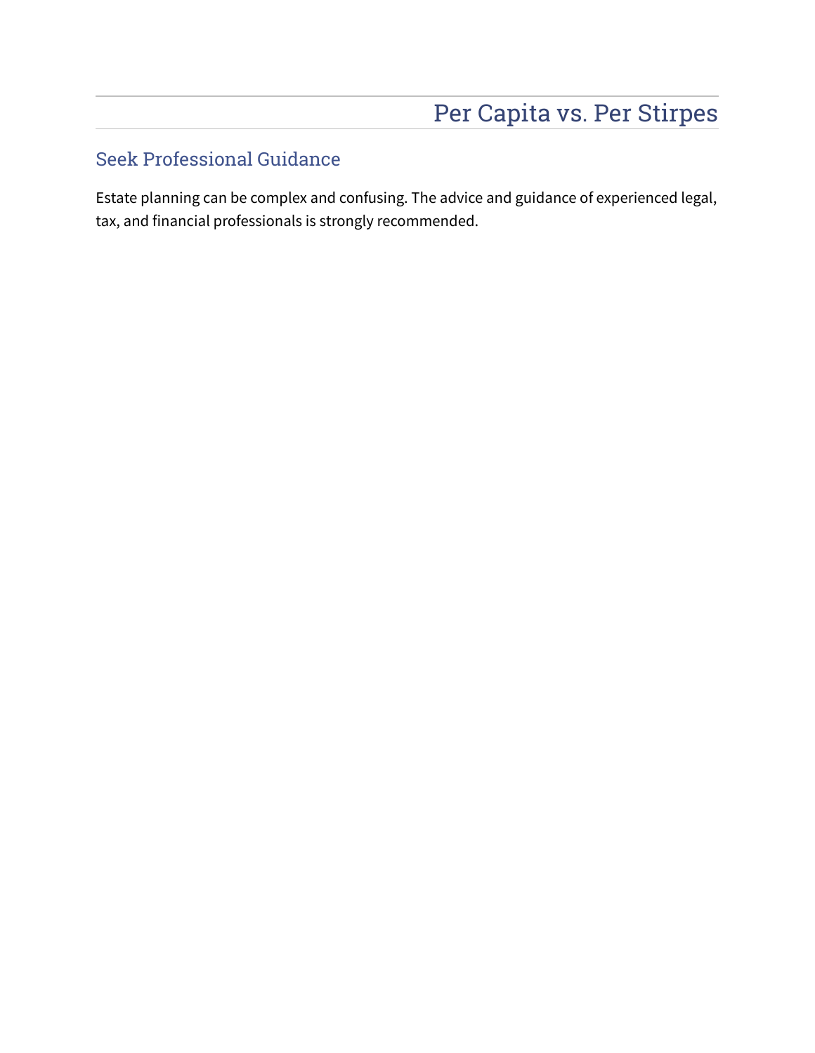## Seek Professional Guidance

Estate planning can be complex and confusing. The advice and guidance of experienced legal, tax, and financial professionals is strongly recommended.